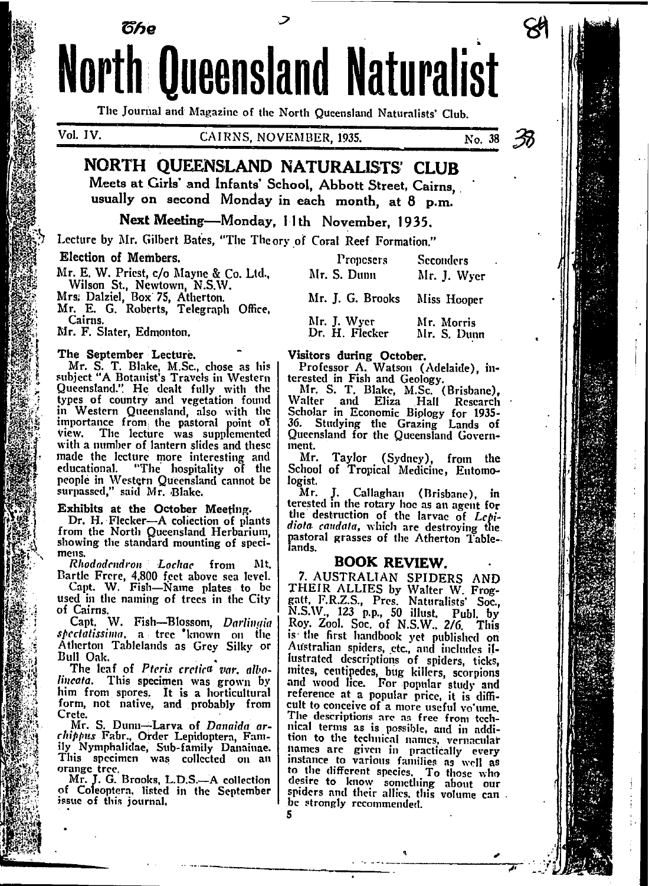# The North Queensland Naturalist

The Journal and Magazine of the North Queensland Naturalists' Club.

Vol. IV. CAIRNS, NOVEMBER, 1935. No. 38

## NORTH QUEENSLAND NATURALISTS' CLUB

Meets at Girls' and Infants' School, Abbott Street, Cairns, usually on second Monday in each month, at 8 p.m.

**Next Meeting—Monday, 11th November, 1935.**

Lecture by Mr. Gilbert Bates, "The Theory of Coral Reef Formation."

**Election of Members.**

| | Proposers | Seconders |
|---|---|---|
| Mr. E. W. Priest, c/o Mayne & Co. Ltd., Wilson St., Newtown, N.S.W. | Mr. S. Dunn | Mr. J. Wyer |
| Mrs. Dalziel, Box 75, Atherton. | Mr. J. G. Brooks | Miss Hooper |
| Mr. E. G. Roberts, Telegraph Office, Cairns. | Mr. J. Wyer | Mr. Morris |
| Mr. F. Slater, Edmonton. | Dr. H. Flecker | Mr. S. Dunn |

**The September Lecture.**

Mr. S. T. Blake, M.Sc., chose as his subject "A Botanist's Travels in Western Queensland." He dealt fully with the types of country and vegetation found in Western Queensland, also with the importance from the pastoral point of view. The lecture was supplemented with a number of lantern slides and these made the lecture more interesting and educational. "The hospitality of the people in Western Queensland cannot be surpassed," said Mr. Blake.

**Exhibits at the October Meeting.**

Dr. H. Flecker—A collection of plants from the North Queensland Herbarium, showing the standard mounting of specimens.

*Rhododendron Lochae* from Mt. Bartle Frere, 4,800 feet above sea level.

Capt. W. Fish—Name plates to be used in the naming of trees in the City of Cairns.

Capt. W. Fish—Blossom, *Darlingia spectatissima*, a tree known on the Atherton Tablelands as Grey Silky or Bull Oak.

The leaf of *Pteris cretica var. albolineata*. This specimen was grown by him from spores. It is a horticultural form, not native, and probably from Crete.

Mr. S. Dunn—Larva of *Danaida archippus* Fabr., Order Lepidoptera, Family Nymphalidae, Sub-family Danainae. This specimen was collected on an orange tree.

Mr. J. G. Brooks, L.D.S.—A collection of Coleoptera, listed in the September issue of this journal.

**Visitors during October.**

Professor A. Watson (Adelaide), interested in Fish and Geology.

Mr. S. T. Blake, M.Sc. (Brisbane), Walter and Eliza Hall Research Scholar in Economic Biology for 1935-36. Studying the Grazing Lands of Queensland for the Queensland Government.

Mr. Taylor (Sydney), from the School of Tropical Medicine, Entomologist.

Mr. J. Callaghan (Brisbane), interested in the rotary hoe as an agent for the destruction of the larvae of *Lepidiota caudata*, which are destroying the pastoral grasses of the Atherton Tablelands.

## BOOK REVIEW.

7. AUSTRALIAN SPIDERS AND THEIR ALLIES by Walter W. Froggatt, F.R.Z.S., Pres. Naturalists' Soc., N.S.W., 123 p.p., 50 illust. Publ. by Roy. Zool. Soc. of N.S.W., 2/6. This is the first handbook yet published on Australian spiders, etc., and includes illustrated descriptions of spiders, ticks, mites, centipedes, bug killers, scorpions and wood lice. For popular study and reference at a popular price, it is difficult to conceive of a more useful volume. The descriptions are as free from technical terms as is possible, and in addition to the technical names, vernacular names are given in practically every instance to various families as well as to the different species. To those who desire to know something about our spiders and their allies, this volume can be strongly recommended.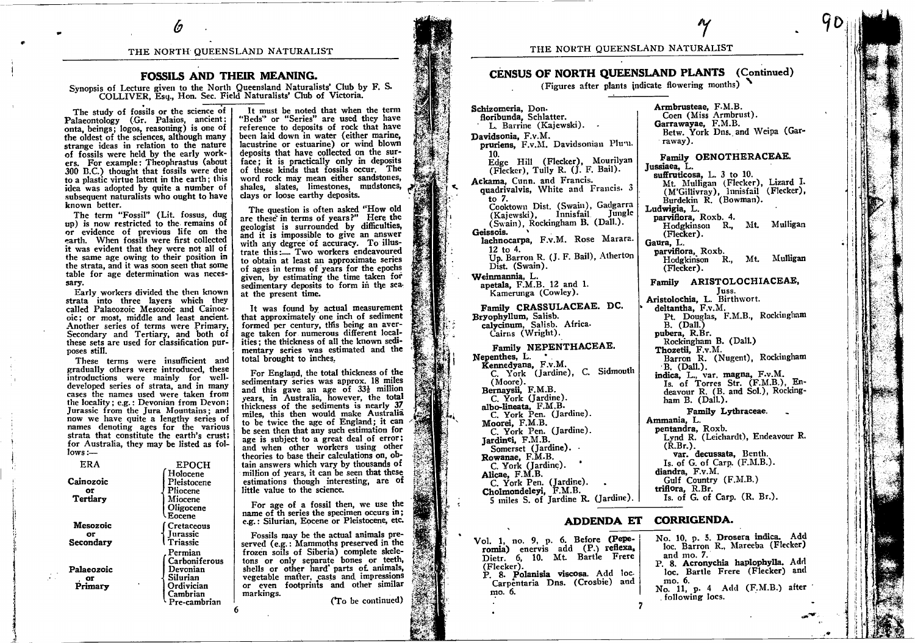## FOSSILS AND THEIR MEANING.

Synopsis of Lecture given to the North Queensland Naturalists' Club by F. S. COLLIVER, Esq., Hon. Sec. Field Naturalists' Club of Victoria.

The study of fossils or the science of Palaeontology (Gr. Palaios, ancient; onta, beings; logos, reasoning) is one of the oldest of the sciences, although many strange ideas in relation to the nature of fossils were held by the early workers. For example: Theophrastus (about 300 B.C.) thought that fossils were due to a plastic virtue latent in the earth; this idea was adopted by quite a number of subsequent naturalists who ought to have known better.

The term "Fossil" (Lit. fossus, dug up) is now restricted to the remains of or evidence of previous life on the earth. When fossils were first collected it was evident that they were not all of the same age owing to their position in the strata, and it was soon seen that some table for age determination was necessary.

Early workers divided the then known strata into three layers which they called Palaeozoic Mesozoic and Cainozoic; or most, middle and least ancient. Another series of terms were Primary, Secondary and Tertiary, and both of these sets are used for classification purposes still.

These terms were insufficient and gradually others were introduced, these introductions were mainly for well-developed series of strata, and in many cases the names used were taken from the locality; e.g.: Devonian from Devon; Jurassic from the Jura Mountains; and now we have quite a lengthy series of names denoting ages for the various strata that constitute the earth's crust; for Australia, they may be listed as follows:—

| ERA | EPOCH |
|---|---|
| Cainozoic or Tertiary | Holocene<br>Pleistocene<br>Pliocene<br>Miocene<br>Oligocene<br>Eocene |
| Mesozoic or Secondary | Cretaceous<br>Jurassic<br>Triassic |
| Palaeozoic or Primary | Permian<br>Carboniferous<br>Devonian<br>Silurian<br>Ordivician<br>Cambrian<br>Pre-cambrian |

It must be noted that when the term "Beds" or "Series" are used they have reference to deposits of rock that have been laid down in water (either marine, lacustrine or estuarine) or wind blown deposits that have collected on the surface; it is practically only in deposits of these kinds that fossils occur. The word rock may mean either sandstones, shales, slates, limestones, mudstones, clays or loose earthy deposits.

The question is often asked "How old are these in terms of years?" Here the geologist is surrounded by difficulties, and it is impossible to give an answer with any degree of accuracy. To illustrate this:— Two workers endeavoured to obtain at least an approximate series of ages in terms of years for the epochs given, by estimating the time taken for sedimentary deposits to form in the sea at the present time.

It was found by actual measurement that approximately one inch of sediment formed per century, this being an average taken for numerous different localities; the thickness of all the known sedimentary series was estimated and the total brought to inches.

For England, the total thickness of the sedimentary series was approx. 18 miles and this gave an age of 33½ million years, in Australia, however, the total thickness of the sediments is nearly 37 miles, this then would make Australia to be twice the age of England; it can be seen then that any such estimation for age is subject to a great deal of error; and when other workers using other theories to base their calculations on, obtain answers which vary by thousands of million of years, it can be seen that these estimations though interesting, are of little value to the science.

For age of a fossil then, we use the name of th series the specimen occurs in; e.g.: Silurian, Eocene or Pleistocene, etc.

Fossils may be the actual animals preserved (e.g.: Mammoths preserved in the frozen soils of Siberia) complete skeletons or only separate bones or teeth, shells or other hard parts of animals, vegetable matter, casts and impressions or even footprints and other similar markings.

(To be continued)

## CENSUS OF NORTH QUEENSLAND PLANTS (Continued)

(Figures after plants indicate flowering months)

**Schizomeria**, Don.
**floribunda**, Schlatter.
L. Barrine (Kajewski).

**Davidsonia**, F.v.M.
**pruriens**, F.v.M. Davidsonian Plum. 10.
Edge Hill (Flecker), Mourilyan (Flecker), Tully R. (J. F. Bail).

**Ackama**, Cunn. and Francis.
**quadrivalvis**, White and Francis. 3 to 7.
Cooktown Dist. (Swain), Gadgarra (Kajewski), Innisfail Jungle (Swain), Rockingham B. (Dall.).

**Geissois.**
**lachnocarpa**, F.v.M. Rose Marara. 12 to 4.
Up. Barron R. (J. F. Bail), Atherton Dist. (Swain).

**Weinmannia**, L.
**apetala**, F.M.B. 12 and 1.
Kamerunga (Cowley).

### Family CRASSULACEAE. DC.

**Bryophyllum**, Salisb.
**calycinum**, Salisb. Africa.
Cairns (Wright).

### Family NEPENTHACEAE.

**Nepenthes**, L.
**Kennedyana**, F.v.M.
C. York (Jardine), C. Sidmouth (Moore).
**Bernaysii**, F.M.B.
C. York (Jardine).
**albo-lineata**, F.M.B.
C. York Pen. (Jardine).
**Moorei**, F.M.B.
C. York Pen. (Jardine).
**Jardinei**, F.M.B.
Somerset (Jardine).
**Rowanae**, F.M.B.
C. York (Jardine).
**Alicae**, F.M.B.
C. York Pen. (Jardine).
**Cholmondeleyi**, F.M.B.
5 miles S. of Jardine R. (Jardine).

**Armbrusteae**, F.M.B.
Coen (Miss Armbrust).
**Garrawayae**, F.M.B.
Betw. York Dns. and Weipa (Garraway).

### Family OENOTHERACEAE.

**Jussiaea**, L.
**suffruticosa**, L. 3 to 10.
Mt. Mulligan (Flecker), Lizard I. (M'Gillivray), Innisfail (Flecker), Burdekin R. (Bowman).

**Ludwigia**, L.
**parviflora**, Roxb. 4.
Hodgkinson R., Mt. Mulligan (Flecker).

**Gaura**, L.
**parviflora**, Roxb.
Hodgkinson R., Mt. Mulligan (Flecker).

### Family ARISTOLOCHIACEAE, Juss.

**Aristolochia**, L. Birthwort.
**deltantha**, F.v.M.
Pt. Douglas, F.M.B., Rockingham B. (Dall.)
**pubera**, R.Br.
Rockingham B. (Dall.)
**Thozetii**, F.v.M.
Barron R. (Nugent), Rockingham B. (Dall.).
**indica**, L., var. **magna**, F.v.M.
Is. of Torres Str. (F.M.B.), Endeavour R. (B. and Sol.), Rockingham B. (Dall.).

### Family Lythraceae.

**Ammania**, L.
**pentandra**, Roxb.
Lynd R. (Leichardt), Endeavour R. (R.Br.).
var. **decussata**, Benth.
Is. of G. of Carp. (F.M.B.).
**diandra**, F.v.M.
Gulf Country (F.M.B.)
**triflora**, R.Br.
Is. of G. of Carp. (R. Br.).

## ADDENDA ET CORRIGENDA.

Vol. 1, no. 9, p. 6. Before **(Pepe-romia)** enervis add (P.) **reflexa**, Dietr. 6, 10. Mt. Bartle Frere (Flecker).

P. 8. **Polanisia viscosa**. Add loc. Carpentaria Dns. (Crosbie) and mo. 6.

No. 10, p. 5. **Drosera indica**. Add loc. Barron R., Mareeba (Flecker) and mo. 7.

P. 8. **Acronychia haplophylla**. Add loc. Bartle Frere (Flecker) and mo. 6.

No. 11, p. 4 Add (F.M.B.) after following locs.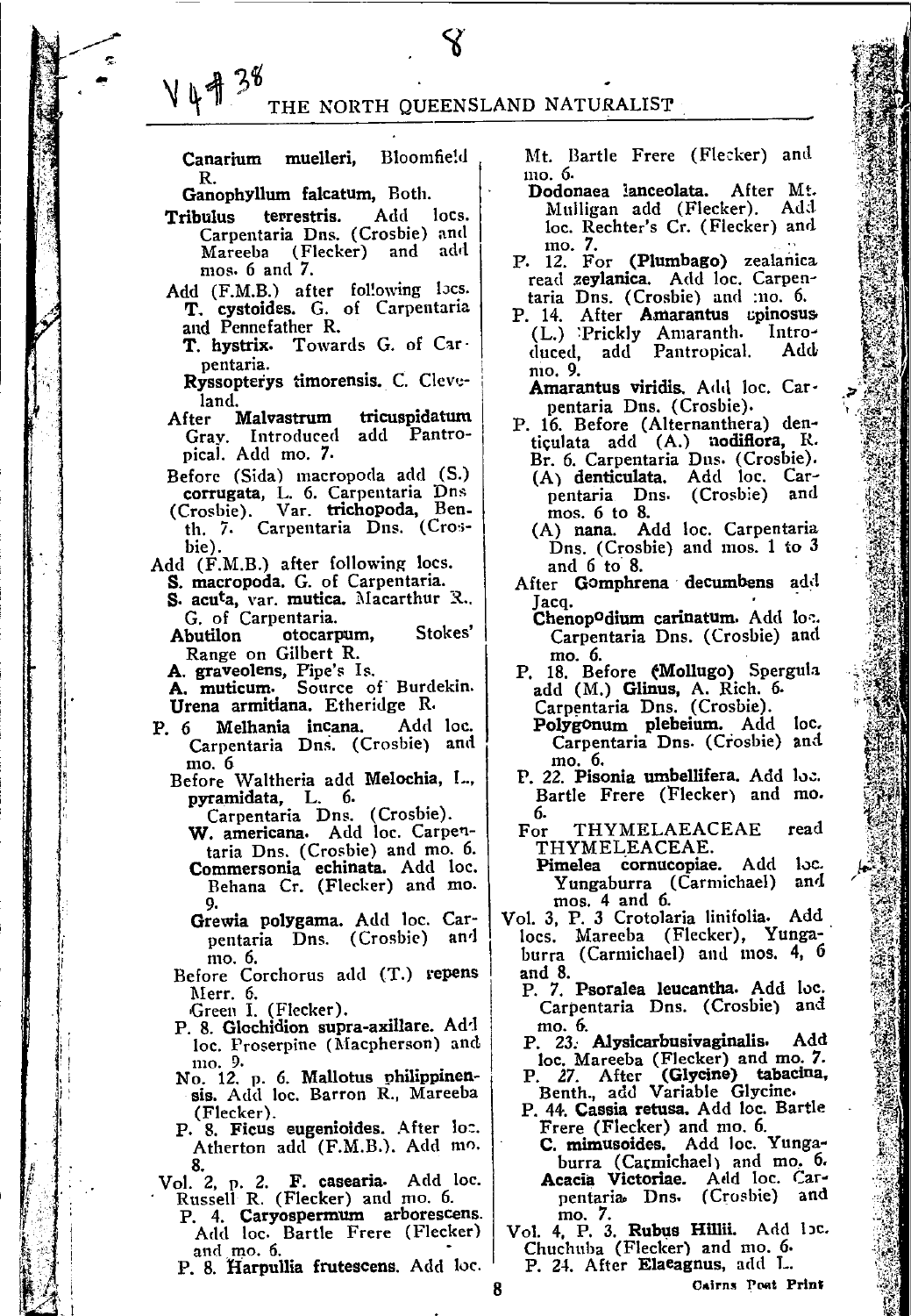Canarium muelleri, Bloomfield R.

**Ganophyllum falcatum**, Both.

**Tribulus terrestris.** Add locs. Carpentaria Dns. (Crosbie) and Mareeba (Flecker) and add mos. 6 and 7.

Add (F.M.B.) after following locs.

**T. cystoides.** G. of Carpentaria and Pennefather R.

**T. hystrix.** Towards G. of Carpentaria.

**Ryssopterys timorensis.** C. Cleveland.

After **Malvastrum tricuspidatum** Gray. Introduced add Pantropical. Add mo. 7.

Before (Sida) macropoda add (S.) **corrugata**, L. 6. Carpentaria Dns (Crosbie). Var. **trichopoda**, Benth. 7. Carpentaria Dns. (Crosbie).

Add (F.M.B.) after following locs.

**S. macropoda.** G. of Carpentaria.

**S. acuta**, var. **mutica.** Macarthur R., G. of Carpentaria.

**Abutilon otocarpum**, Stokes' Range on Gilbert R.

**A. graveolens**, Pipe's Is.

**A. muticum.** Source of Burdekin.

**Urena armitiana.** Etheridge R.

P. 6 **Melhania incana.** Add loc. Carpentaria Dns. (Crosbie) and mo. 6

Before Waltheria add **Melochia**, L., **pyramidata**, L. 6. Carpentaria Dns. (Crosbie).

**W. americana.** Add loc. Carpentaria Dns. (Crosbie) and mo. 6.

**Commersonia echinata.** Add loc. Behana Cr. (Flecker) and mo. 9.

**Grewia polygama.** Add loc. Carpentaria Dns. (Crosbie) and mo. 6.

Before Corchorus add (T.) **repens** Merr. 6. Green I. (Flecker).

P. 8. **Glochidion supra-axillare.** Add loc. Proserpine (Macpherson) and mo. 9.

No. 12. p. 6. **Mallotus philippinensis.** Add loc. Barron R., Mareeba (Flecker).

P. 8. **Ficus eugenioides.** After loc. Atherton add (F.M.B.). Add mo. 8.

Vol. 2, p. 2. **F. casearia.** Add loc. Russell R. (Flecker) and mo. 6.

P. 4. **Caryospermum arborescens.** Add loc. Bartle Frere (Flecker) and mo. 6.

P. 8. **Harpullia frutescens.** Add loc. Mt. Bartle Frere (Flecker) and mo. 6.

**Dodonaea lanceolata.** After Mt. Mulligan add (Flecker). Add loc. Rechter's Cr. (Flecker) and mo. 7.

P. 12. For **(Plumbago)** zealanica read **zeylanica.** Add loc. Carpentaria Dns. (Crosbie) and mo. 6.

P. 14. After **Amarantus spinosus** (L.) Prickly Amaranth. Introduced, add Pantropical. Add mo. 9.

**Amarantus viridis.** Add loc. Carpentaria Dns. (Crosbie).

P. 16. Before (Alternanthera) denticulata add (A.) **nodiflora**, R. Br. 6. Carpentaria Dns. (Crosbie).

(A) **denticulata.** Add loc. Carpentaria Dns. (Crosbie) and mos. 6 to 8.

(A) **nana.** Add loc. Carpentaria Dns. (Crosbie) and mos. 1 to 3 and 6 to 8.

After **Gomphrena decumbens** add Jacq.

**Chenopodium carinatum.** Add loc. Carpentaria Dns. (Crosbie) and mo. 6.

P. 18. Before (Mollugo) Spergula add (M.) **Glinus**, A. Rich. 6. Carpentaria Dns. (Crosbie).

**Polygonum plebeium.** Add loc. Carpentaria Dns. (Crosbie) and mo. 6.

P. 22. **Pisonia umbellifera.** Add loc. Bartle Frere (Flecker) and mo. 6.

For THYMELAEACEAE read THYMELEACEAE.

**Pimelea cornucopiae.** Add loc. Yungaburra (Carmichael) and mos. 4 and 6.

Vol. 3, P. 3 Crotolaria linifolia. Add locs. Mareeba (Flecker), Yungaburra (Carmichael) and mos. 4, 6 and 8.

P. 7. **Psoralea leucantha.** Add loc. Carpentaria Dns. (Crosbie) and mo. 6.

P. 23. **Alysicarbusivaginalis.** Add loc. Mareeba (Flecker) and mo. 7.

P. 27. After **(Glycine) tabacina,** Benth., add Variable Glycine.

P. 44. **Cassia retusa.** Add loc. Bartle Frere (Flecker) and mo. 6.

**C. mimusoides.** Add loc. Yungaburra (Carmichael) and mo. 6.

**Acacia Victoriae.** Add loc. Carpentaria Dns. (Crosbie) and mo. 7.

Vol. 4, P. 3. **Rubus Hillii.** Add loc. Chuchuba (Flecker) and mo. 6.

P. 24. After **Elaeagnus**, add L.

Cairns Post Print